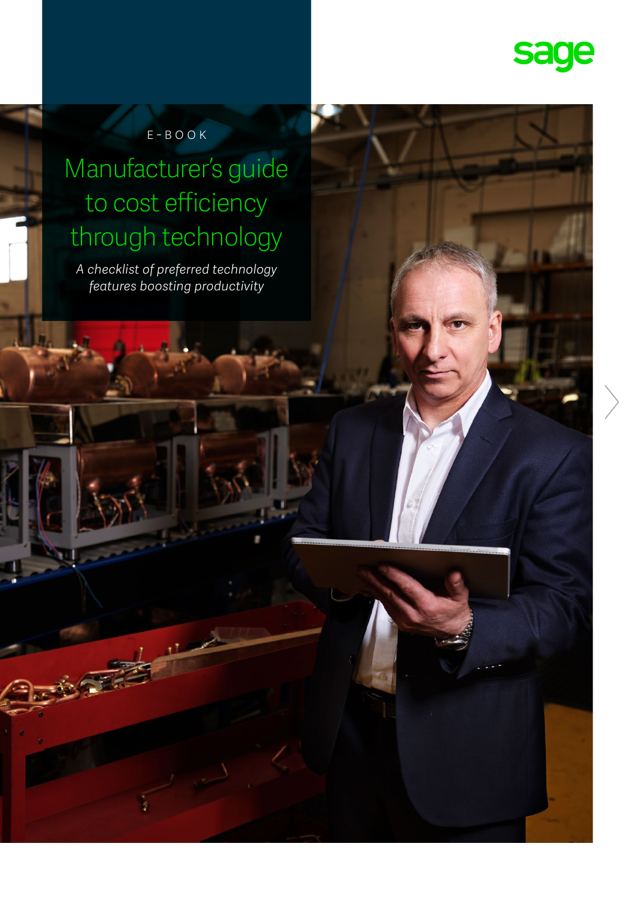sage

E-BOOK

# Manufacturer's guide to cost efficiency through technology

*A checklist of preferred technology features boosting productivity*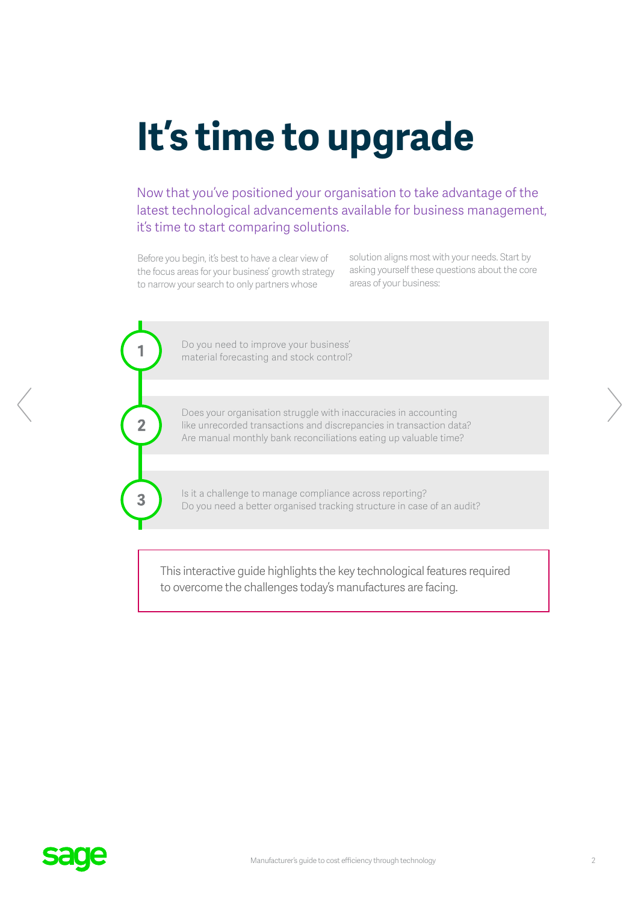# It's time to upgrade

Now that you've positioned your organisation to take advantage of the latest technological advancements available for business management, it's time to start comparing solutions.

Before you begin, it's best to have a clear view of the focus areas for your business' growth strategy to narrow your search to only partners whose solution aligns most with your needs. Start by asking yourself these questions about the core areas of your business:

1. Do you need to improve your business' material forecasting and stock control?
2. Does your organisation struggle with inaccuracies in accounting like unrecorded transactions and discrepancies in transaction data? Are manual monthly bank reconciliations eating up valuable time?
3. Is it a challenge to manage compliance across reporting? Do you need a better organised tracking structure in case of an audit?

This interactive guide highlights the key technological features required to overcome the challenges today's manufactures are facing.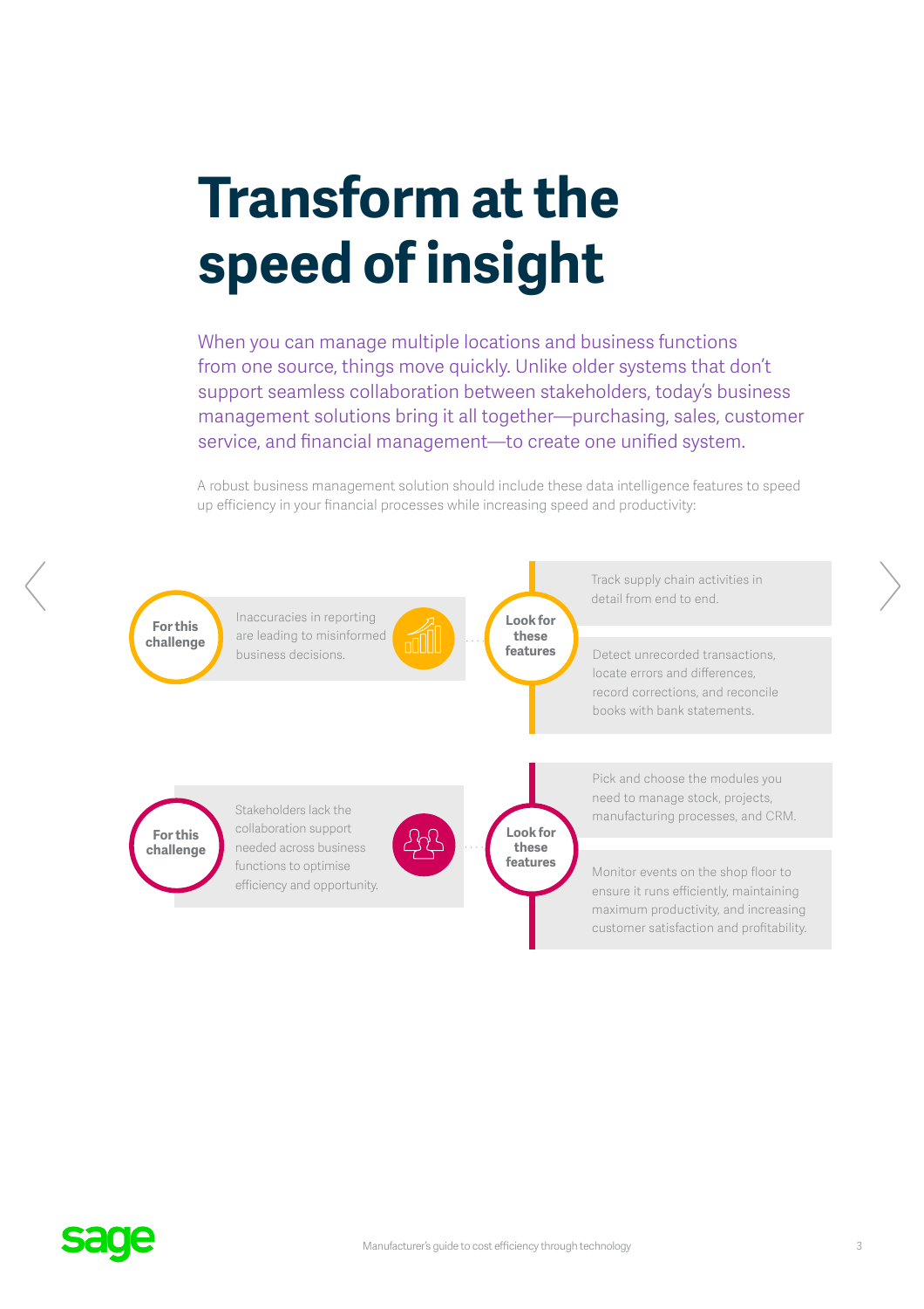# Transform at the speed of insight

When you can manage multiple locations and business functions from one source, things move quickly. Unlike older systems that don't support seamless collaboration between stakeholders, today's business management solutions bring it all together—purchasing, sales, customer service, and financial management—to create one unified system.

A robust business management solution should include these data intelligence features to speed up efficiency in your financial processes while increasing speed and productivity:

**For this challenge**

Inaccuracies in reporting are leading to misinformed business decisions.

**Look for these features**

- Track supply chain activities in detail from end to end.
- Detect unrecorded transactions, locate errors and differences, record corrections, and reconcile books with bank statements.

**For this challenge**

Stakeholders lack the collaboration support needed across business functions to optimise efficiency and opportunity.

**Look for these features**

- Pick and choose the modules you need to manage stock, projects, manufacturing processes, and CRM.
- Monitor events on the shop floor to ensure it runs efficiently, maintaining maximum productivity, and increasing customer satisfaction and profitability.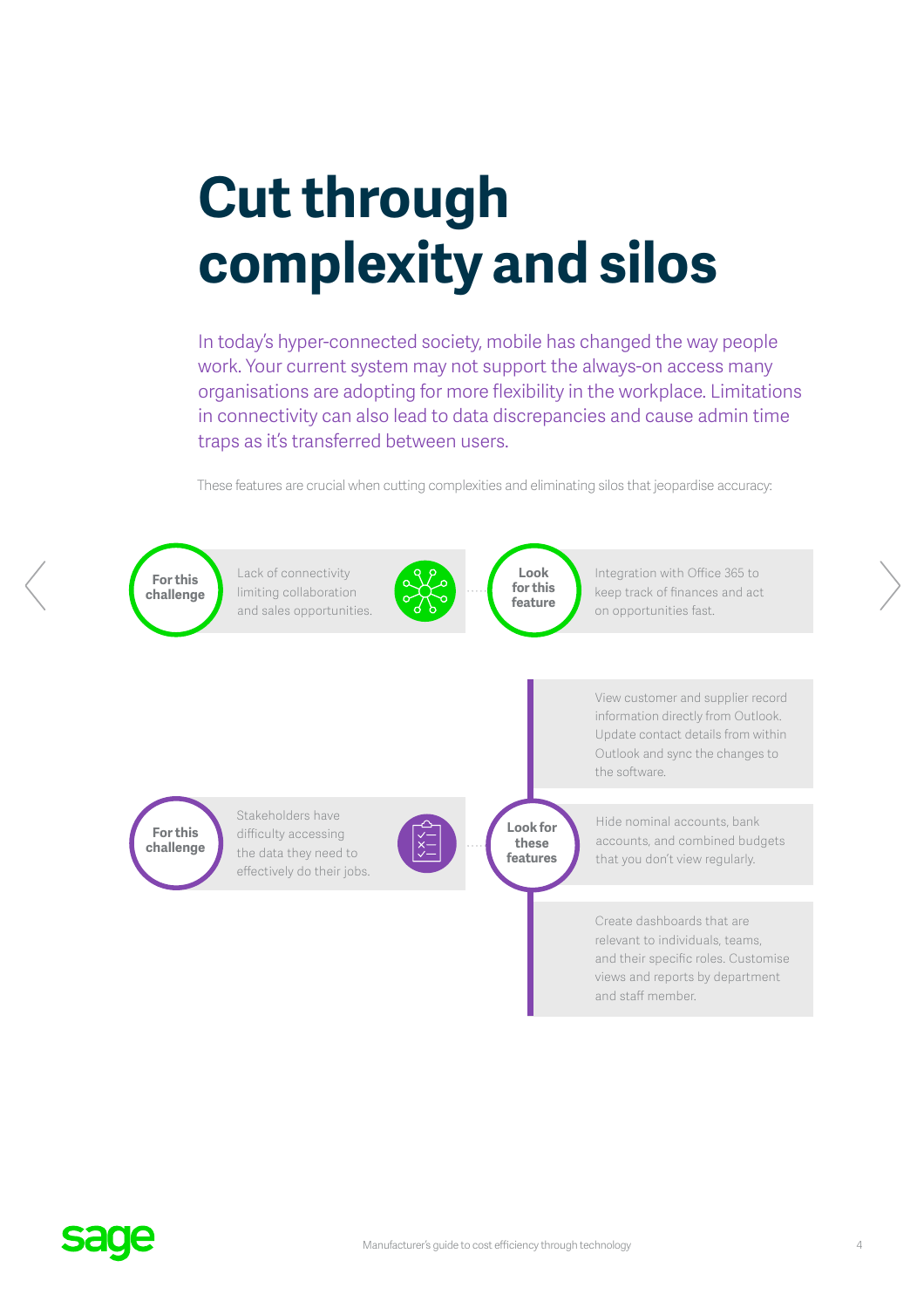# Cut through complexity and silos

In today's hyper-connected society, mobile has changed the way people work. Your current system may not support the always-on access many organisations are adopting for more flexibility in the workplace. Limitations in connectivity can also lead to data discrepancies and cause admin time traps as it's transferred between users.

These features are crucial when cutting complexities and eliminating silos that jeopardise accuracy:

**For this challenge**

Lack of connectivity limiting collaboration and sales opportunities.

**Look for this feature**

Integration with Office 365 to keep track of finances and act on opportunities fast.

**For this challenge**

Stakeholders have difficulty accessing the data they need to effectively do their jobs.

**Look for these features**

- View customer and supplier record information directly from Outlook. Update contact details from within Outlook and sync the changes to the software.
- Hide nominal accounts, bank accounts, and combined budgets that you don't view regularly.
- Create dashboards that are relevant to individuals, teams, and their specific roles. Customise views and reports by department and staff member.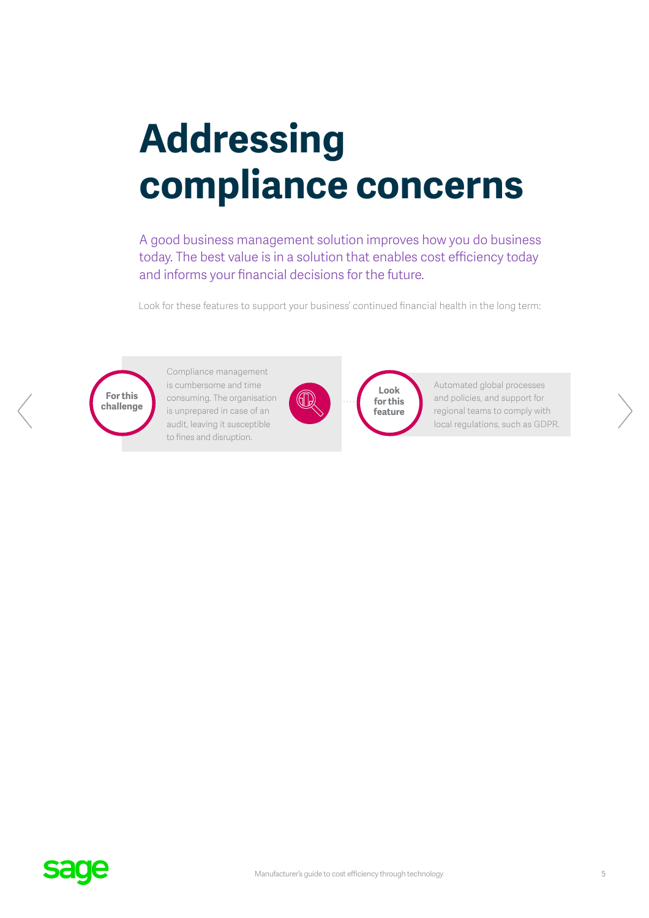# Addressing compliance concerns

A good business management solution improves how you do business today. The best value is in a solution that enables cost efficiency today and informs your financial decisions for the future.

Look for these features to support your business' continued financial health in the long term:

**For this challenge**

Compliance management is cumbersome and time consuming. The organisation is unprepared in case of an audit, leaving it susceptible to fines and disruption.

**Look for this feature**

Automated global processes and policies, and support for regional teams to comply with local regulations, such as GDPR.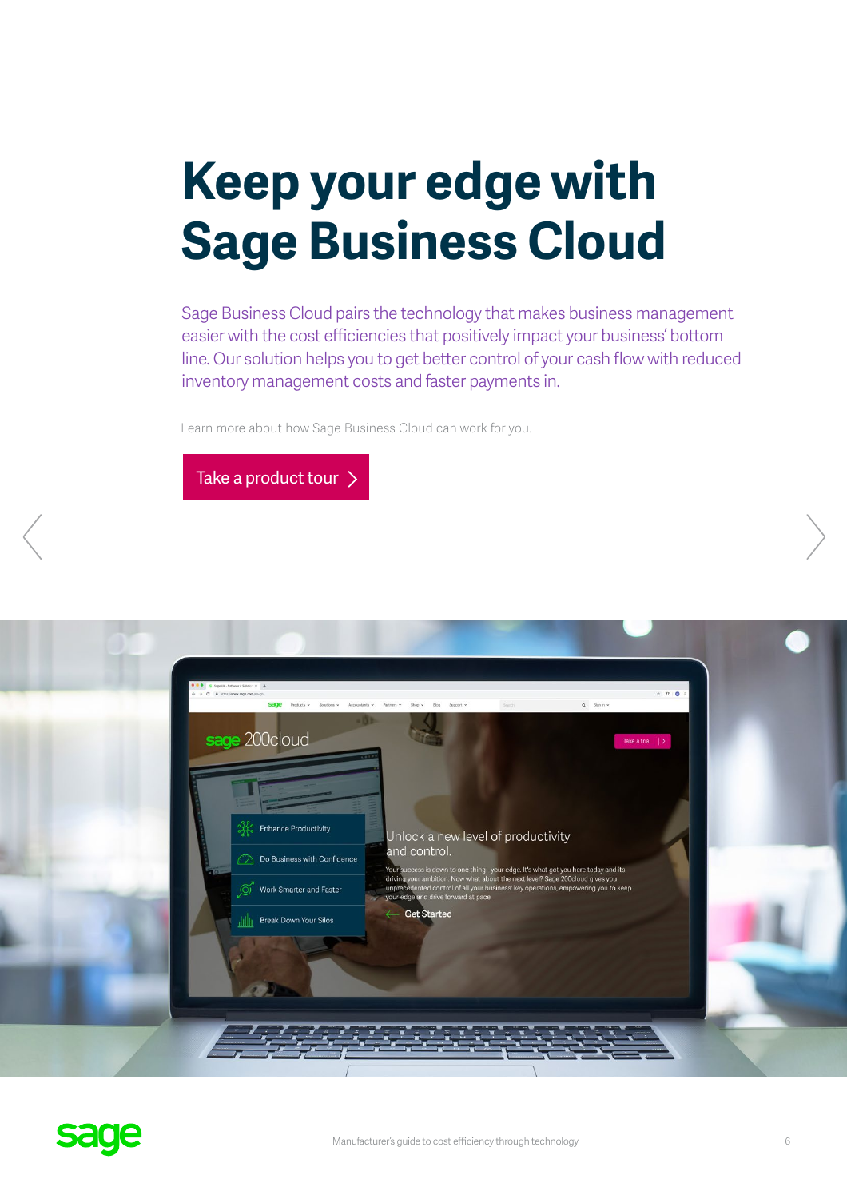# Keep your edge with Sage Business Cloud

Sage Business Cloud pairs the technology that makes business management easier with the cost efficiencies that positively impact your business' bottom line. Our solution helps you to get better control of your cash flow with reduced inventory management costs and faster payments in.

Learn more about how Sage Business Cloud can work for you.

Take a product tour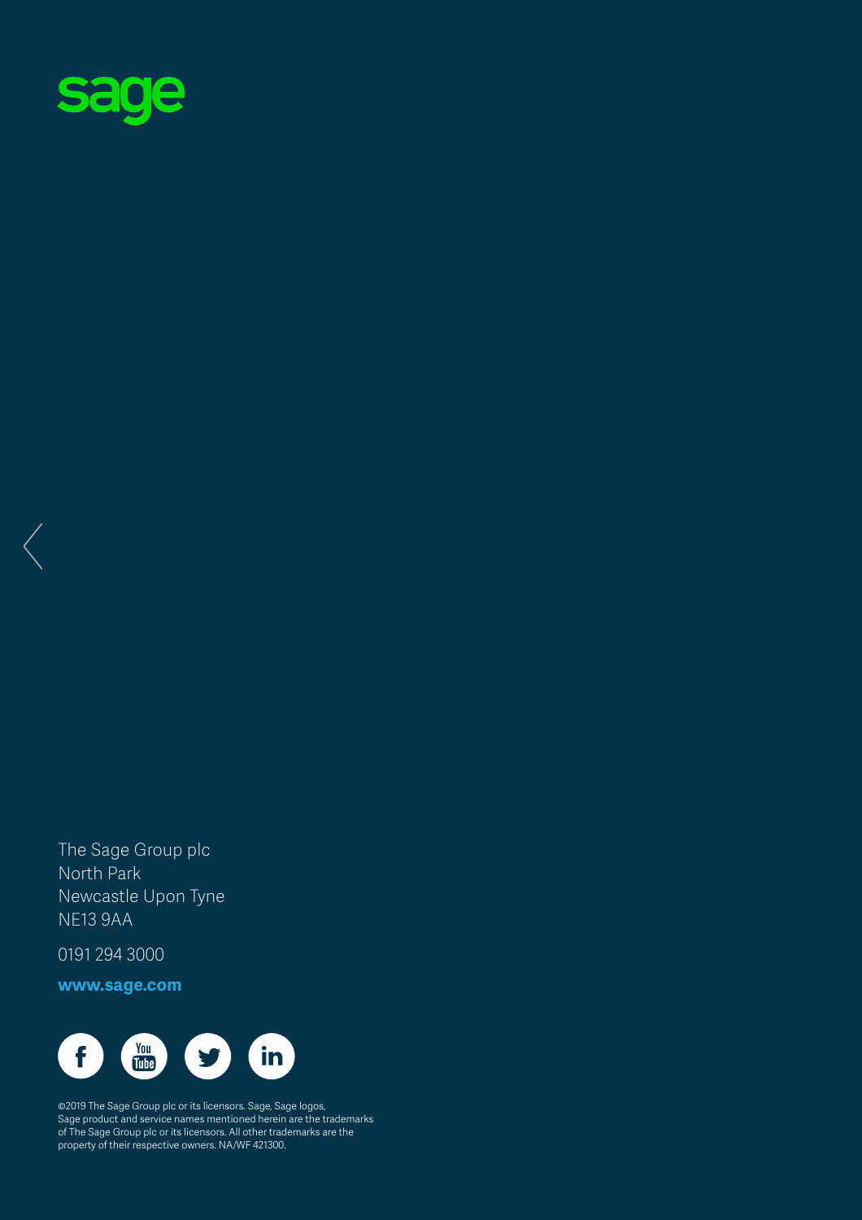sage

The Sage Group plc
North Park
Newcastle Upon Tyne
NE13 9AA

0191 294 3000

**www.sage.com**

©2019 The Sage Group plc or its licensors. Sage, Sage logos, Sage product and service names mentioned herein are the trademarks of The Sage Group plc or its licensors. All other trademarks are the property of their respective owners. NA/WF 421300.